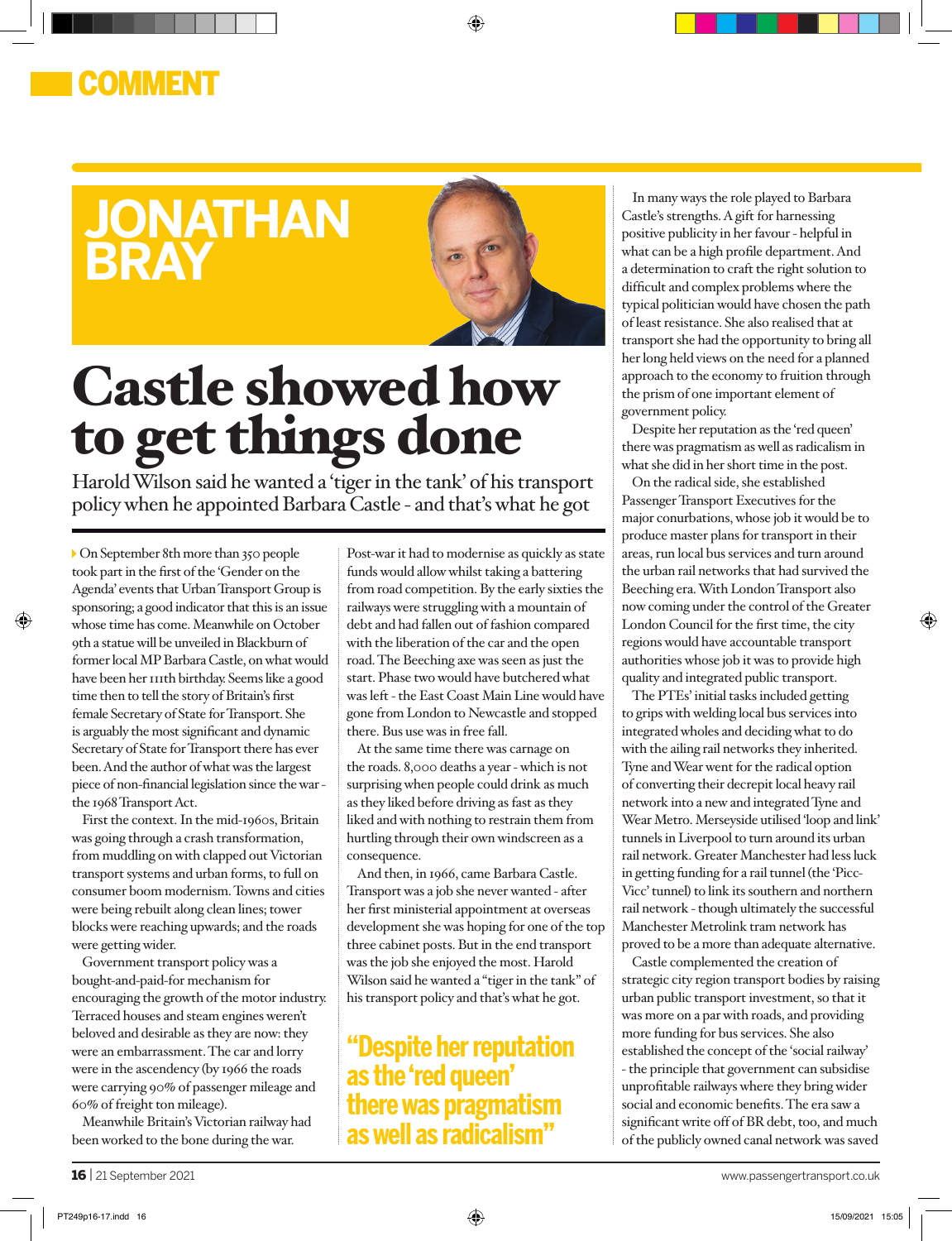COMMENT

# JONATHAN BRAY

# Castle showed how to get things done

Harold Wilson said he wanted a 'tiger in the tank' of his transport policy when he appointed Barbara Castle - and that's what he got

On September 8th more than 350 people took part in the first of the 'Gender on the Agenda' events that Urban Transport Group is sponsoring; a good indicator that this is an issue whose time has come. Meanwhile on October 9th a statue will be unveiled in Blackburn of former local MP Barbara Castle, on what would have been her 111th birthday. Seems like a good time then to tell the story of Britain's first female Secretary of State for Transport. She is arguably the most significant and dynamic Secretary of State for Transport there has ever been. And the author of what was the largest piece of non-financial legislation since the war - the 1968 Transport Act.

First the context. In the mid-1960s, Britain was going through a crash transformation, from muddling on with clapped out Victorian transport systems and urban forms, to full on consumer boom modernism. Towns and cities were being rebuilt along clean lines; tower blocks were reaching upwards; and the roads were getting wider.

Government transport policy was a bought-and-paid-for mechanism for encouraging the growth of the motor industry. Terraced houses and steam engines weren't beloved and desirable as they are now: they were an embarrassment. The car and lorry were in the ascendency (by 1966 the roads were carrying 90% of passenger mileage and 60% of freight ton mileage).

Meanwhile Britain's Victorian railway had been worked to the bone during the war. Post-war it had to modernise as quickly as state funds would allow whilst taking a battering from road competition. By the early sixties the railways were struggling with a mountain of debt and had fallen out of fashion compared with the liberation of the car and the open road. The Beeching axe was seen as just the start. Phase two would have butchered what was left - the East Coast Main Line would have gone from London to Newcastle and stopped there. Bus use was in free fall.

At the same time there was carnage on the roads. 8,000 deaths a year - which is not surprising when people could drink as much as they liked before driving as fast as they liked and with nothing to restrain them from hurtling through their own windscreen as a consequence.

And then, in 1966, came Barbara Castle. Transport was a job she never wanted - after her first ministerial appointment at overseas development she was hoping for one of the top three cabinet posts. But in the end transport was the job she enjoyed the most. Harold Wilson said he wanted a "tiger in the tank" of his transport policy and that's what he got.

> "Despite her reputation as the 'red queen' there was pragmatism as well as radicalism"

In many ways the role played to Barbara Castle's strengths. A gift for harnessing positive publicity in her favour - helpful in what can be a high profile department. And a determination to craft the right solution to difficult and complex problems where the typical politician would have chosen the path of least resistance. She also realised that at transport she had the opportunity to bring all her long held views on the need for a planned approach to the economy to fruition through the prism of one important element of government policy.

Despite her reputation as the 'red queen' there was pragmatism as well as radicalism in what she did in her short time in the post.

On the radical side, she established Passenger Transport Executives for the major conurbations, whose job it would be to produce master plans for transport in their areas, run local bus services and turn around the urban rail networks that had survived the Beeching era. With London Transport also now coming under the control of the Greater London Council for the first time, the city regions would have accountable transport authorities whose job it was to provide high quality and integrated public transport.

The PTEs' initial tasks included getting to grips with welding local bus services into integrated wholes and deciding what to do with the ailing rail networks they inherited. Tyne and Wear went for the radical option of converting their decrepit local heavy rail network into a new and integrated Tyne and Wear Metro. Merseyside utilised 'loop and link' tunnels in Liverpool to turn around its urban rail network. Greater Manchester had less luck in getting funding for a rail tunnel (the 'Picc-Vicc' tunnel) to link its southern and northern rail network - though ultimately the successful Manchester Metrolink tram network has proved to be a more than adequate alternative.

Castle complemented the creation of strategic city region transport bodies by raising urban public transport investment, so that it was more on a par with roads, and providing more funding for bus services. She also established the concept of the 'social railway' - the principle that government can subsidise unprofitable railways where they bring wider social and economic benefits. The era saw a significant write off of BR debt, too, and much of the publicly owned canal network was saved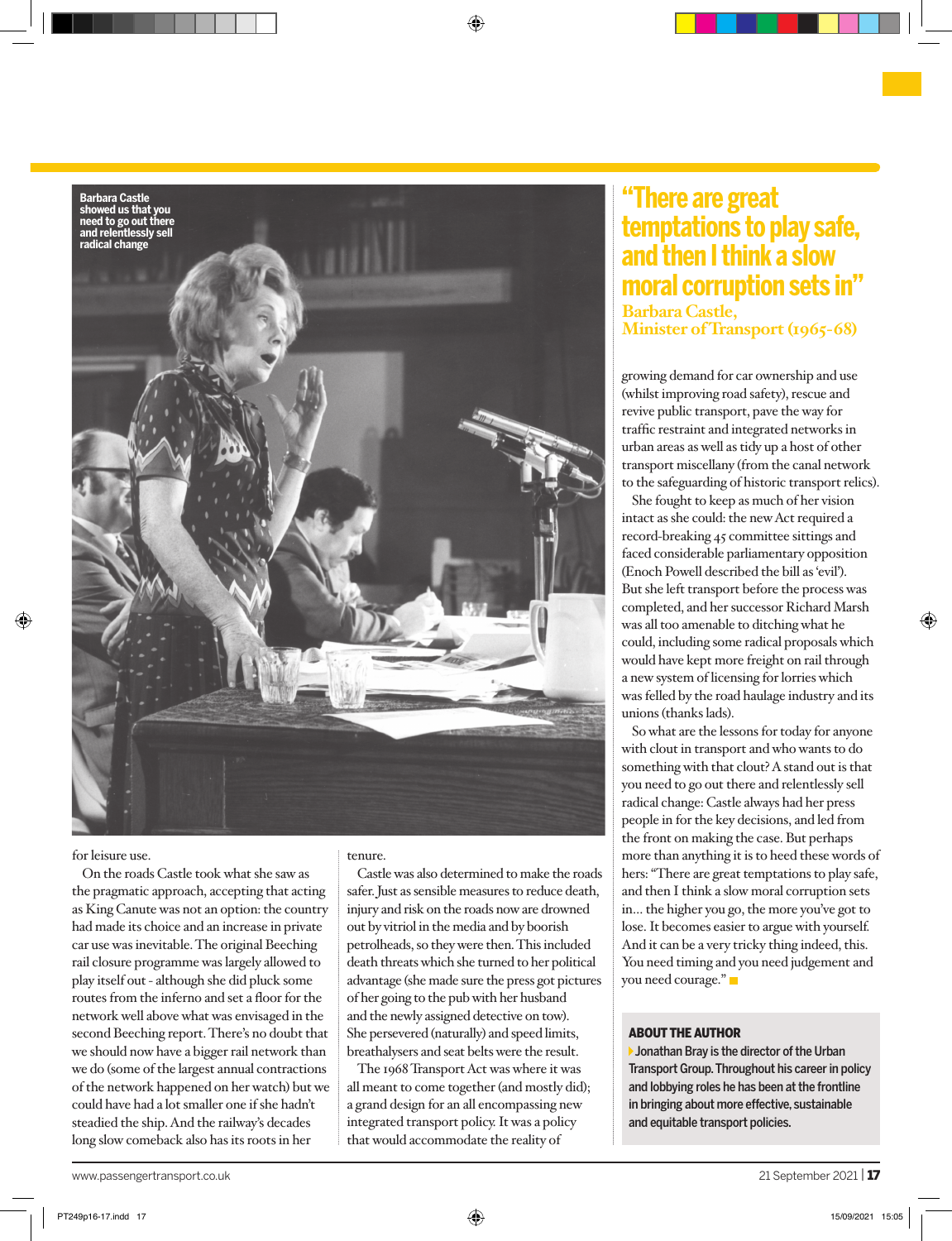Barbara Castle showed us that you need to go out there and relentlessly sell radical change

for leisure use.

On the roads Castle took what she saw as the pragmatic approach, accepting that acting as King Canute was not an option: the country had made its choice and an increase in private car use was inevitable. The original Beeching rail closure programme was largely allowed to play itself out - although she did pluck some routes from the inferno and set a floor for the network well above what was envisaged in the second Beeching report. There's no doubt that we should now have a bigger rail network than we do (some of the largest annual contractions of the network happened on her watch) but we could have had a lot smaller one if she hadn't steadied the ship. And the railway's decades long slow comeback also has its roots in her tenure.

Castle was also determined to make the roads safer. Just as sensible measures to reduce death, injury and risk on the roads now are drowned out by vitriol in the media and by boorish petrolheads, so they were then. This included death threats which she turned to her political advantage (she made sure the press got pictures of her going to the pub with her husband and the newly assigned detective on tow). She persevered (naturally) and speed limits, breathalysers and seat belts were the result.

The 1968 Transport Act was where it was all meant to come together (and mostly did); a grand design for an all encompassing new integrated transport policy. It was a policy that would accommodate the reality of growing demand for car ownership and use (whilst improving road safety), rescue and revive public transport, pave the way for traffic restraint and integrated networks in urban areas as well as tidy up a host of other transport miscellany (from the canal network to the safeguarding of historic transport relics).

> **"There are great temptations to play safe, and then I think a slow moral corruption sets in"**
> Barbara Castle, Minister of Transport (1965-68)

She fought to keep as much of her vision intact as she could: the new Act required a record-breaking 45 committee sittings and faced considerable parliamentary opposition (Enoch Powell described the bill as 'evil'). But she left transport before the process was completed, and her successor Richard Marsh was all too amenable to ditching what he could, including some radical proposals which would have kept more freight on rail through a new system of licensing for lorries which was felled by the road haulage industry and its unions (thanks lads).

So what are the lessons for today for anyone with clout in transport and who wants to do something with that clout? A stand out is that you need to go out there and relentlessly sell radical change: Castle always had her press people in for the key decisions, and led from the front on making the case. But perhaps more than anything it is to heed these words of hers: "There are great temptations to play safe, and then I think a slow moral corruption sets in... the higher you go, the more you've got to lose. It becomes easier to argue with yourself. And it can be a very tricky thing indeed, this. You need timing and you need judgement and you need courage."

**ABOUT THE AUTHOR**

Jonathan Bray is the director of the Urban Transport Group. Throughout his career in policy and lobbying roles he has been at the frontline in bringing about more effective, sustainable and equitable transport policies.